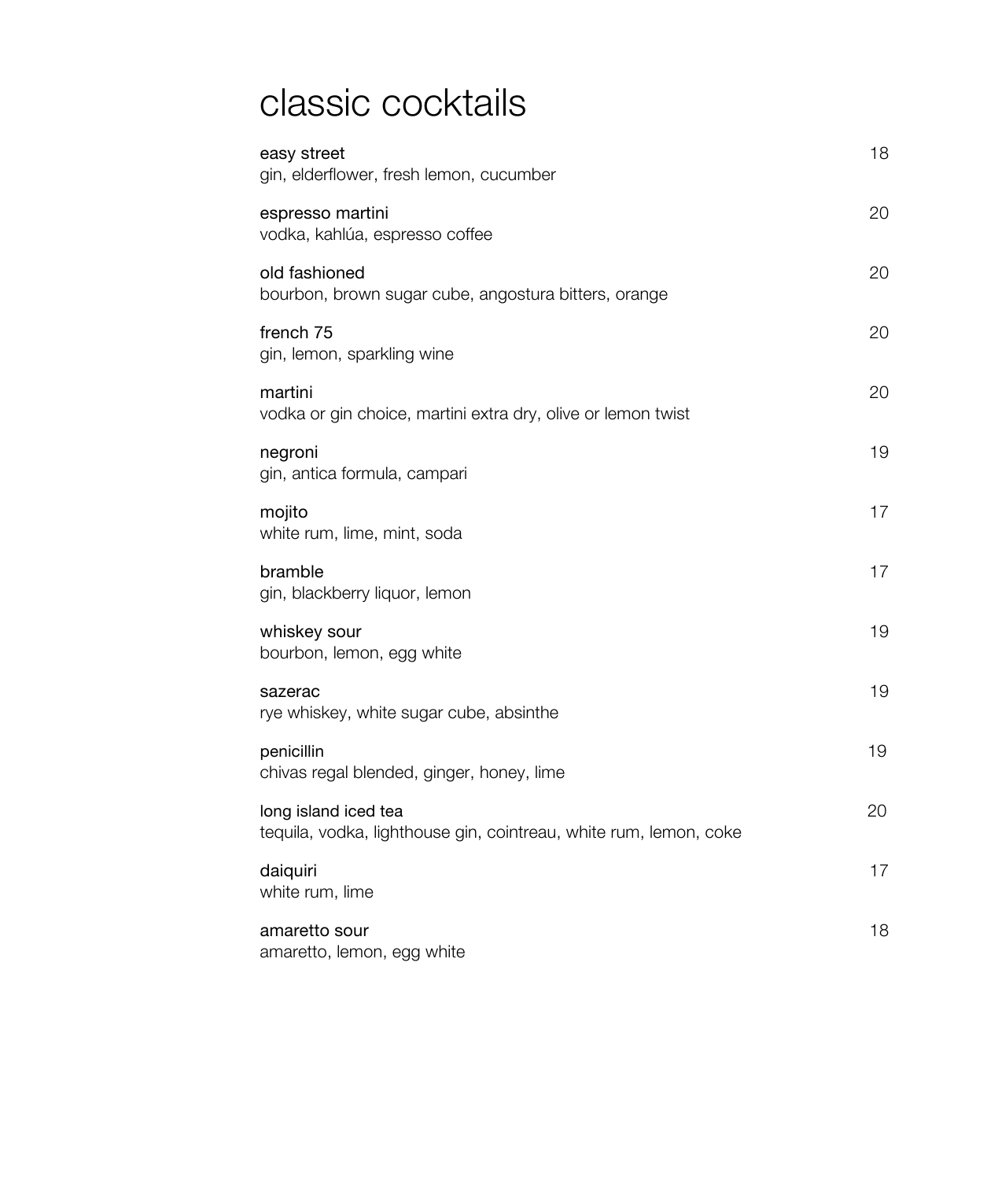# classic cocktails

**easy street** — 18
gin, elderflower, fresh lemon, cucumber

**espresso martini** — 20
vodka, kahlúa, espresso coffee

**old fashioned** — 20
bourbon, brown sugar cube, angostura bitters, orange

**french 75** — 20
gin, lemon, sparkling wine

**martini** — 20
vodka or gin choice, martini extra dry, olive or lemon twist

**negroni** — 19
gin, antica formula, campari

**mojito** — 17
white rum, lime, mint, soda

**bramble** — 17
gin, blackberry liquor, lemon

**whiskey sour** — 19
bourbon, lemon, egg white

**sazerac** — 19
rye whiskey, white sugar cube, absinthe

**penicillin** — 19
chivas regal blended, ginger, honey, lime

**long island iced tea** — 20
tequila, vodka, lighthouse gin, cointreau, white rum, lemon, coke

**daiquiri** — 17
white rum, lime

**amaretto sour** — 18
amaretto, lemon, egg white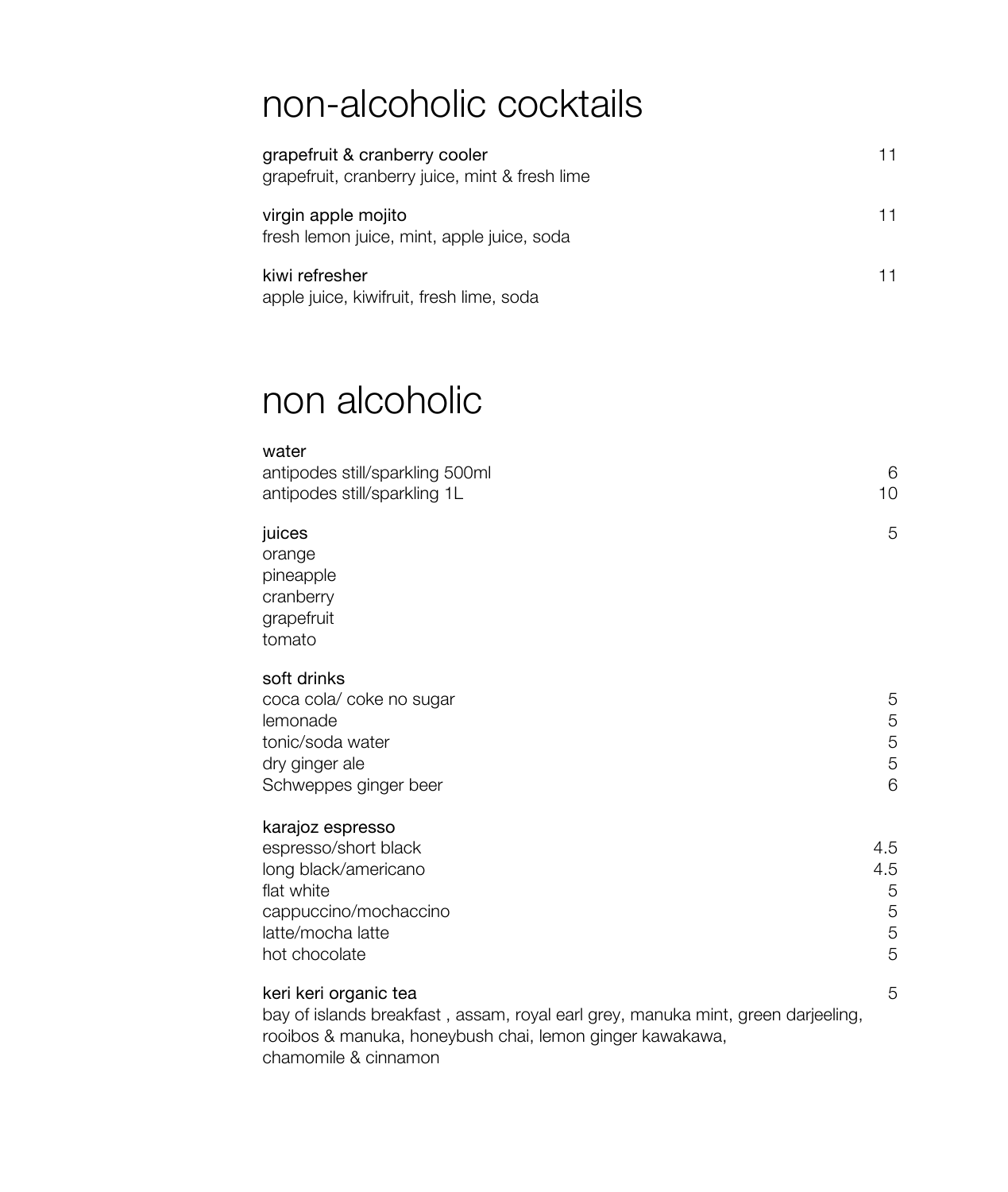# non-alcoholic cocktails

**grapefruit & cranberry cooler** 11
grapefruit, cranberry juice, mint & fresh lime

**virgin apple mojito** 11
fresh lemon juice, mint, apple juice, soda

**kiwi refresher** 11
apple juice, kiwifruit, fresh lime, soda

# non alcoholic

**water**

| | |
|---|---|
| antipodes still/sparkling 500ml | 6 |
| antipodes still/sparkling 1L | 10 |

**juices** 5

orange
pineapple
cranberry
grapefruit
tomato

**soft drinks**

| | |
|---|---|
| coca cola/ coke no sugar | 5 |
| lemonade | 5 |
| tonic/soda water | 5 |
| dry ginger ale | 5 |
| Schweppes ginger beer | 6 |

**karajoz espresso**

| | |
|---|---|
| espresso/short black | 4.5 |
| long black/americano | 4.5 |
| flat white | 5 |
| cappuccino/mochaccino | 5 |
| latte/mocha latte | 5 |
| hot chocolate | 5 |

**keri keri organic tea** 5
bay of islands breakfast , assam, royal earl grey, manuka mint, green darjeeling, rooibos & manuka, honeybush chai, lemon ginger kawakawa, chamomile & cinnamon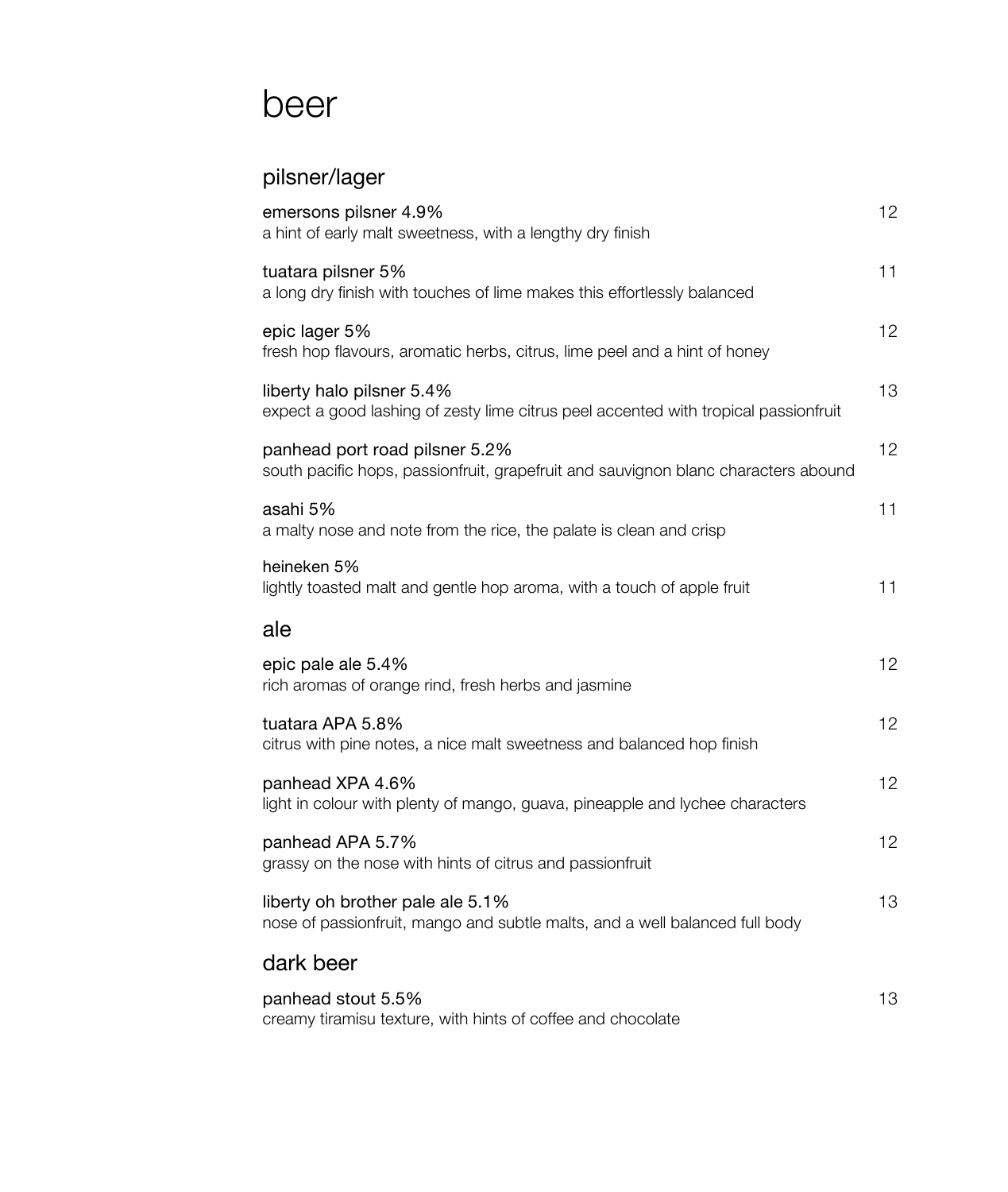# beer

## pilsner/lager

emersons pilsner 4.9% — 12
a hint of early malt sweetness, with a lengthy dry finish

tuatara pilsner 5% — 11
a long dry finish with touches of lime makes this effortlessly balanced

epic lager 5% — 12
fresh hop flavours, aromatic herbs, citrus, lime peel and a hint of honey

liberty halo pilsner 5.4% — 13
expect a good lashing of zesty lime citrus peel accented with tropical passionfruit

panhead port road pilsner 5.2% — 12
south pacific hops, passionfruit, grapefruit and sauvignon blanc characters abound

asahi 5% — 11
a malty nose and note from the rice, the palate is clean and crisp

heineken 5% — 11
lightly toasted malt and gentle hop aroma, with a touch of apple fruit

## ale

epic pale ale 5.4% — 12
rich aromas of orange rind, fresh herbs and jasmine

tuatara APA 5.8% — 12
citrus with pine notes, a nice malt sweetness and balanced hop finish

panhead XPA 4.6% — 12
light in colour with plenty of mango, guava, pineapple and lychee characters

panhead APA 5.7% — 12
grassy on the nose with hints of citrus and passionfruit

liberty oh brother pale ale 5.1% — 13
nose of passionfruit, mango and subtle malts, and a well balanced full body

## dark beer

panhead stout 5.5% — 13
creamy tiramisu texture, with hints of coffee and chocolate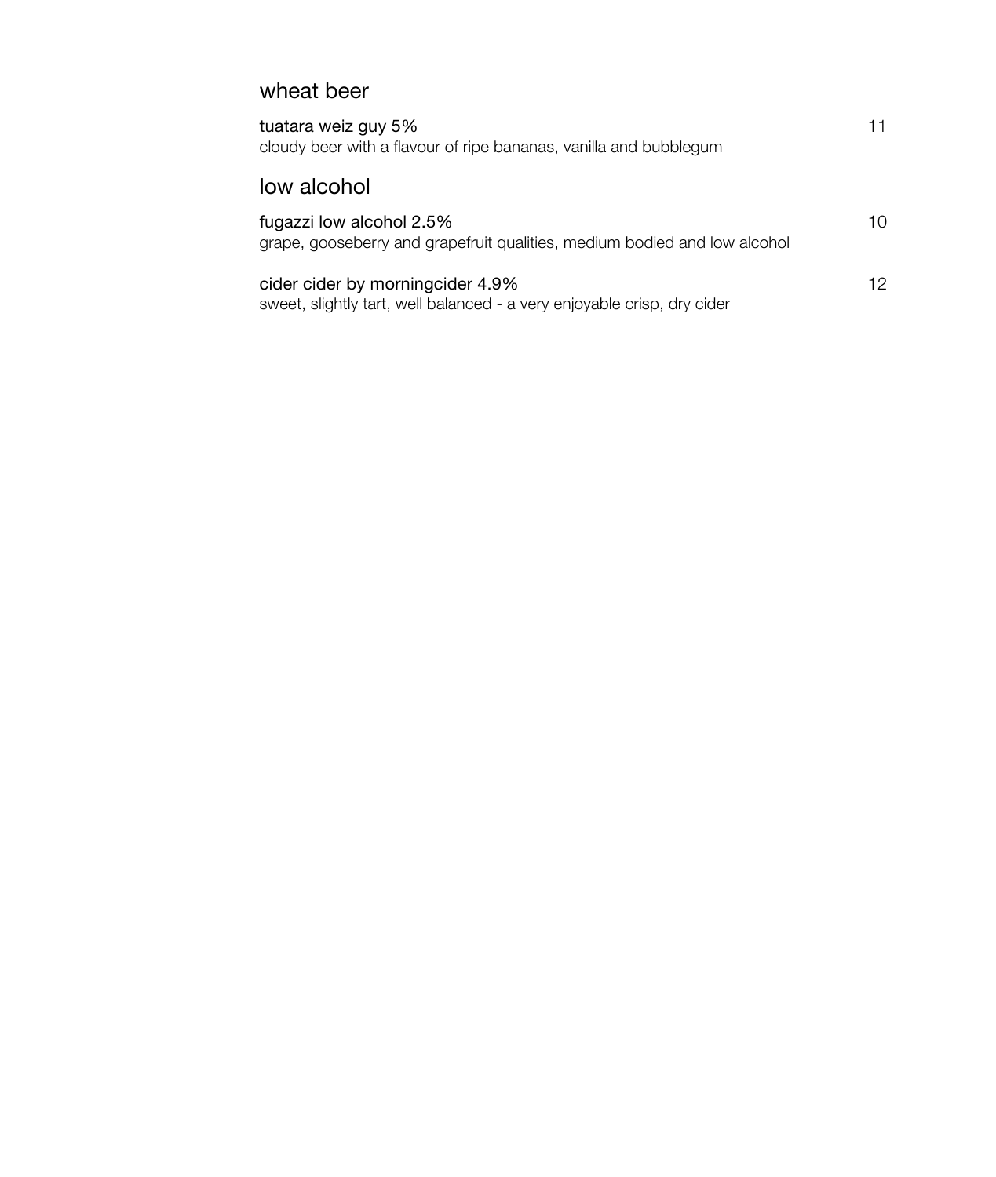## wheat beer

tuatara weiz guy 5% 11
cloudy beer with a flavour of ripe bananas, vanilla and bubblegum

## low alcohol

fugazzi low alcohol 2.5% 10
grape, gooseberry and grapefruit qualities, medium bodied and low alcohol

cider cider by morningcider 4.9% 12
sweet, slightly tart, well balanced - a very enjoyable crisp, dry cider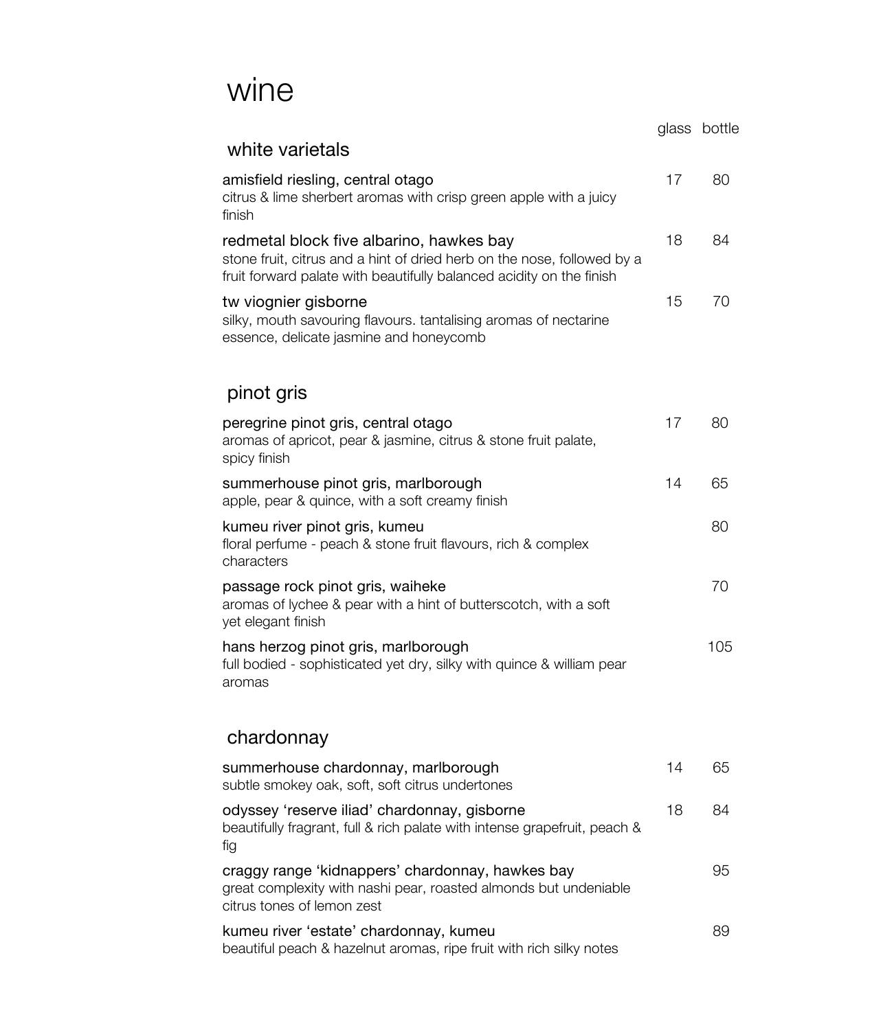# wine

## white varietals

| | glass | bottle |
|---|---|---|
| amisfield riesling, central otago<br>citrus & lime sherbert aromas with crisp green apple with a juicy finish | 17 | 80 |
| redmetal block five albarino, hawkes bay<br>stone fruit, citrus and a hint of dried herb on the nose, followed by a fruit forward palate with beautifully balanced acidity on the finish | 18 | 84 |
| tw viognier gisborne<br>silky, mouth savouring flavours. tantalising aromas of nectarine essence, delicate jasmine and honeycomb | 15 | 70 |

## pinot gris

| | glass | bottle |
|---|---|---|
| peregrine pinot gris, central otago<br>aromas of apricot, pear & jasmine, citrus & stone fruit palate, spicy finish | 17 | 80 |
| summerhouse pinot gris, marlborough<br>apple, pear & quince, with a soft creamy finish | 14 | 65 |
| kumeu river pinot gris, kumeu<br>floral perfume - peach & stone fruit flavours, rich & complex characters | | 80 |
| passage rock pinot gris, waiheke<br>aromas of lychee & pear with a hint of butterscotch, with a soft yet elegant finish | | 70 |
| hans herzog pinot gris, marlborough<br>full bodied - sophisticated yet dry, silky with quince & william pear aromas | | 105 |

## chardonnay

| | glass | bottle |
|---|---|---|
| summerhouse chardonnay, marlborough<br>subtle smokey oak, soft, soft citrus undertones | 14 | 65 |
| odyssey 'reserve iliad' chardonnay, gisborne<br>beautifully fragrant, full & rich palate with intense grapefruit, peach & fig | 18 | 84 |
| craggy range 'kidnappers' chardonnay, hawkes bay<br>great complexity with nashi pear, roasted almonds but undeniable citrus tones of lemon zest | | 95 |
| kumeu river 'estate' chardonnay, kumeu<br>beautiful peach & hazelnut aromas, ripe fruit with rich silky notes | | 89 |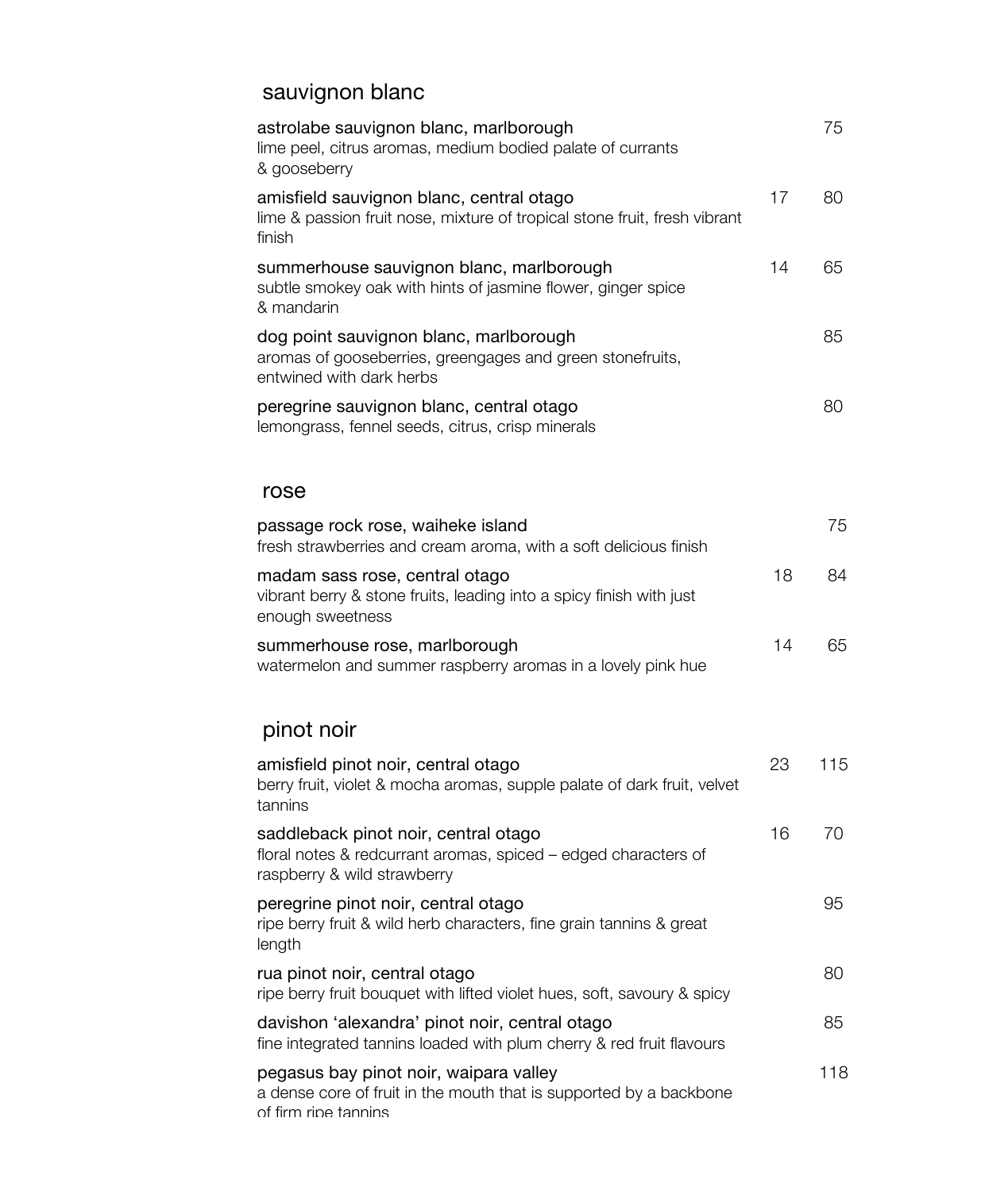## sauvignon blanc

| | | |
|---|---|---|
| astrolabe sauvignon blanc, marlborough<br>lime peel, citrus aromas, medium bodied palate of currants & gooseberry | | 75 |
| amisfield sauvignon blanc, central otago<br>lime & passion fruit nose, mixture of tropical stone fruit, fresh vibrant finish | 17 | 80 |
| summerhouse sauvignon blanc, marlborough<br>subtle smokey oak with hints of jasmine flower, ginger spice & mandarin | 14 | 65 |
| dog point sauvignon blanc, marlborough<br>aromas of gooseberries, greengages and green stonefruits, entwined with dark herbs | | 85 |
| peregrine sauvignon blanc, central otago<br>lemongrass, fennel seeds, citrus, crisp minerals | | 80 |

## rose

| | | |
|---|---|---|
| passage rock rose, waiheke island<br>fresh strawberries and cream aroma, with a soft delicious finish | | 75 |
| madam sass rose, central otago<br>vibrant berry & stone fruits, leading into a spicy finish with just enough sweetness | 18 | 84 |
| summerhouse rose, marlborough<br>watermelon and summer raspberry aromas in a lovely pink hue | 14 | 65 |

## pinot noir

| | | |
|---|---|---|
| amisfield pinot noir, central otago<br>berry fruit, violet & mocha aromas, supple palate of dark fruit, velvet tannins | 23 | 115 |
| saddleback pinot noir, central otago<br>floral notes & redcurrant aromas, spiced – edged characters of raspberry & wild strawberry | 16 | 70 |
| peregrine pinot noir, central otago<br>ripe berry fruit & wild herb characters, fine grain tannins & great length | | 95 |
| rua pinot noir, central otago<br>ripe berry fruit bouquet with lifted violet hues, soft, savoury & spicy | | 80 |
| davishon 'alexandra' pinot noir, central otago<br>fine integrated tannins loaded with plum cherry & red fruit flavours | | 85 |
| pegasus bay pinot noir, waipara valley<br>a dense core of fruit in the mouth that is supported by a backbone of firm ripe tannins | | 118 |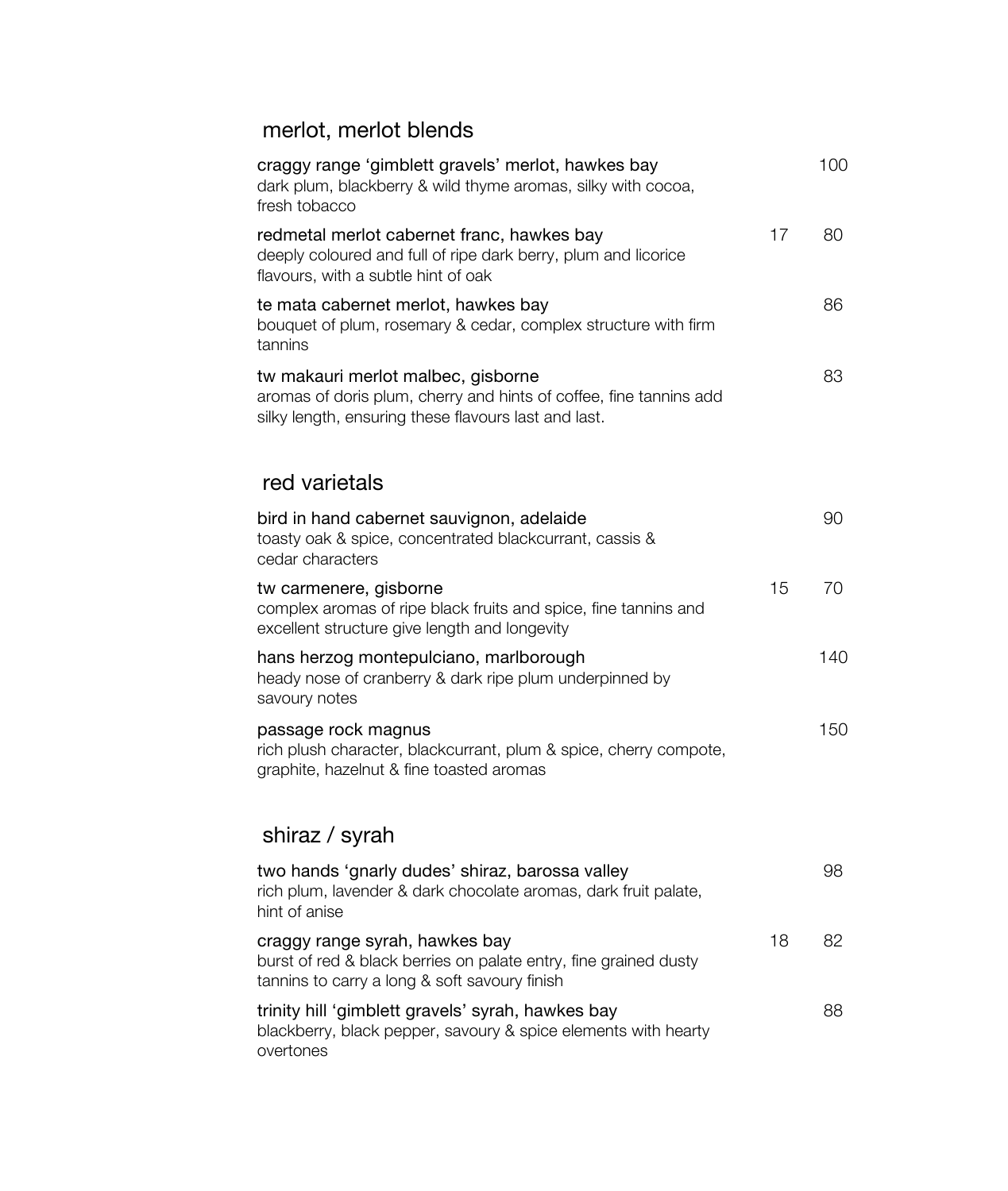## merlot, merlot blends

| | | |
|---|---|---|
| craggy range 'gimblett gravels' merlot, hawkes bay<br>dark plum, blackberry & wild thyme aromas, silky with cocoa, fresh tobacco | | 100 |
| redmetal merlot cabernet franc, hawkes bay<br>deeply coloured and full of ripe dark berry, plum and licorice flavours, with a subtle hint of oak | 17 | 80 |
| te mata cabernet merlot, hawkes bay<br>bouquet of plum, rosemary & cedar, complex structure with firm tannins | | 86 |
| tw makauri merlot malbec, gisborne<br>aromas of doris plum, cherry and hints of coffee, fine tannins add silky length, ensuring these flavours last and last. | | 83 |

## red varietals

| | | |
|---|---|---|
| bird in hand cabernet sauvignon, adelaide<br>toasty oak & spice, concentrated blackcurrant, cassis & cedar characters | | 90 |
| tw carmenere, gisborne<br>complex aromas of ripe black fruits and spice, fine tannins and excellent structure give length and longevity | 15 | 70 |
| hans herzog montepulciano, marlborough<br>heady nose of cranberry & dark ripe plum underpinned by savoury notes | | 140 |
| passage rock magnus<br>rich plush character, blackcurrant, plum & spice, cherry compote, graphite, hazelnut & fine toasted aromas | | 150 |

## shiraz / syrah

| | | |
|---|---|---|
| two hands 'gnarly dudes' shiraz, barossa valley<br>rich plum, lavender & dark chocolate aromas, dark fruit palate, hint of anise | | 98 |
| craggy range syrah, hawkes bay<br>burst of red & black berries on palate entry, fine grained dusty tannins to carry a long & soft savoury finish | 18 | 82 |
| trinity hill 'gimblett gravels' syrah, hawkes bay<br>blackberry, black pepper, savoury & spice elements with hearty overtones | | 88 |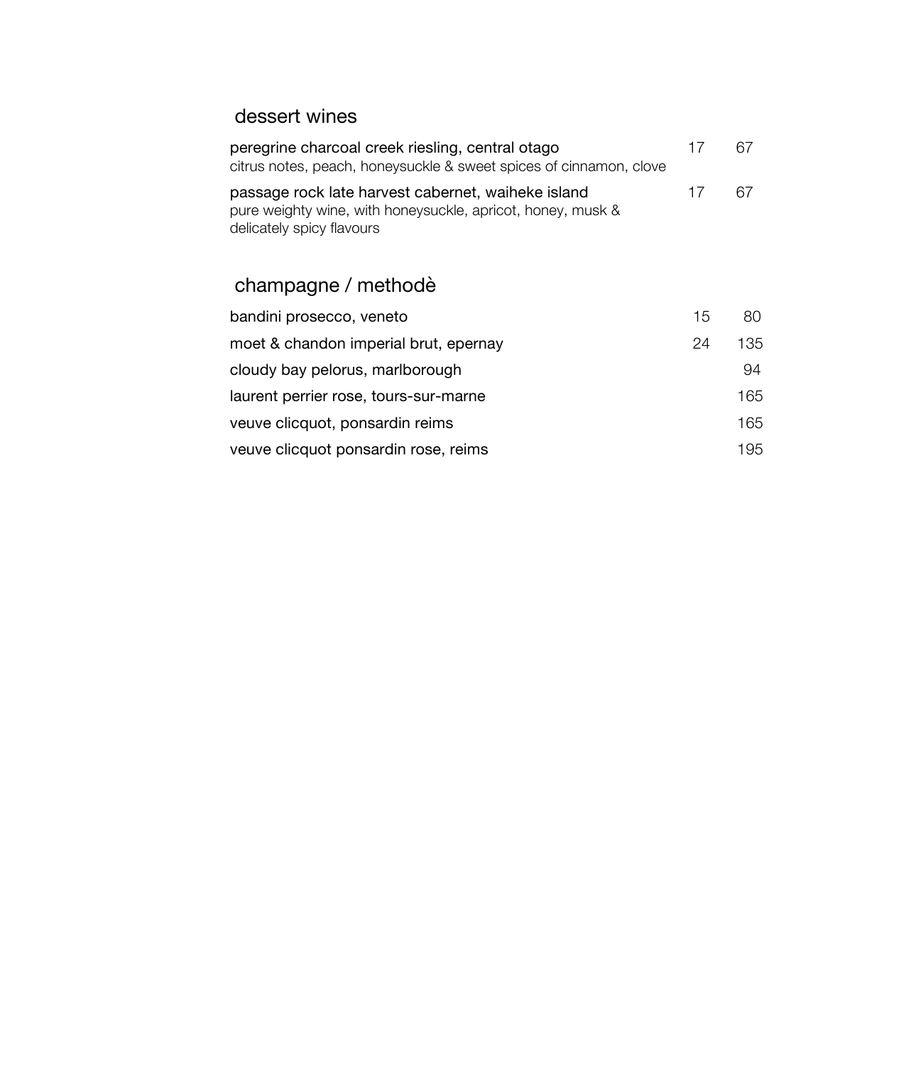## dessert wines

| | | |
|---|---|---|
| peregrine charcoal creek riesling, central otago<br>citrus notes, peach, honeysuckle & sweet spices of cinnamon, clove | 17 | 67 |
| passage rock late harvest cabernet, waiheke island<br>pure weighty wine, with honeysuckle, apricot, honey, musk & delicately spicy flavours | 17 | 67 |

## champagne / methodè

| | | |
|---|---|---|
| bandini prosecco, veneto | 15 | 80 |
| moet & chandon imperial brut, epernay | 24 | 135 |
| cloudy bay pelorus, marlborough | | 94 |
| laurent perrier rose, tours-sur-marne | | 165 |
| veuve clicquot, ponsardin reims | | 165 |
| veuve clicquot ponsardin rose, reims | | 195 |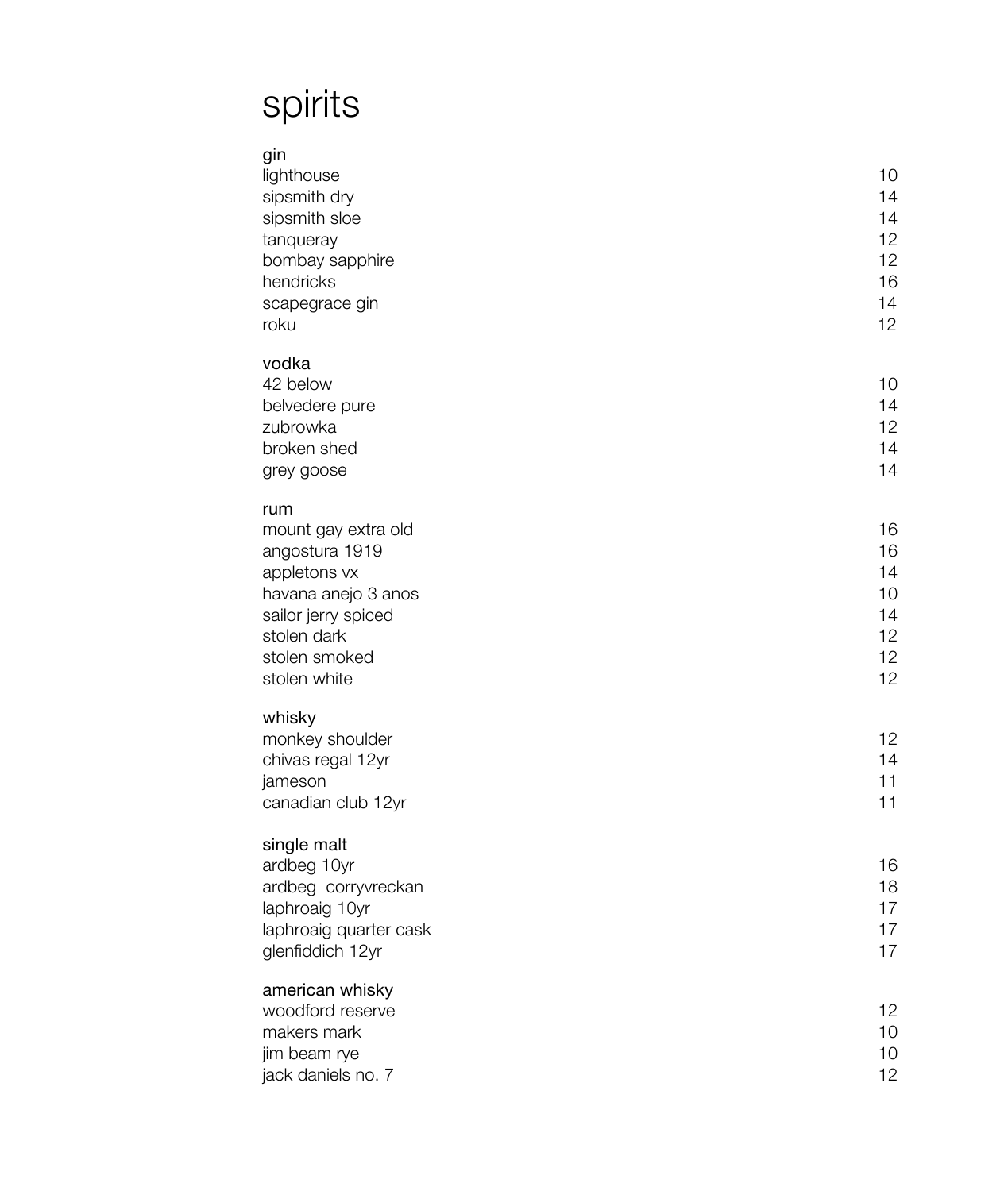# spirits

## gin

| | |
|---|---|
| lighthouse | 10 |
| sipsmith dry | 14 |
| sipsmith sloe | 14 |
| tanqueray | 12 |
| bombay sapphire | 12 |
| hendricks | 16 |
| scapegrace gin | 14 |
| roku | 12 |

## vodka

| | |
|---|---|
| 42 below | 10 |
| belvedere pure | 14 |
| zubrowka | 12 |
| broken shed | 14 |
| grey goose | 14 |

## rum

| | |
|---|---|
| mount gay extra old | 16 |
| angostura 1919 | 16 |
| appletons vx | 14 |
| havana anejo 3 anos | 10 |
| sailor jerry spiced | 14 |
| stolen dark | 12 |
| stolen smoked | 12 |
| stolen white | 12 |

## whisky

| | |
|---|---|
| monkey shoulder | 12 |
| chivas regal 12yr | 14 |
| jameson | 11 |
| canadian club 12yr | 11 |

## single malt

| | |
|---|---|
| ardbeg 10yr | 16 |
| ardbeg corryvreckan | 18 |
| laphroaig 10yr | 17 |
| laphroaig quarter cask | 17 |
| glenfiddich 12yr | 17 |

## american whisky

| | |
|---|---|
| woodford reserve | 12 |
| makers mark | 10 |
| jim beam rye | 10 |
| jack daniels no. 7 | 12 |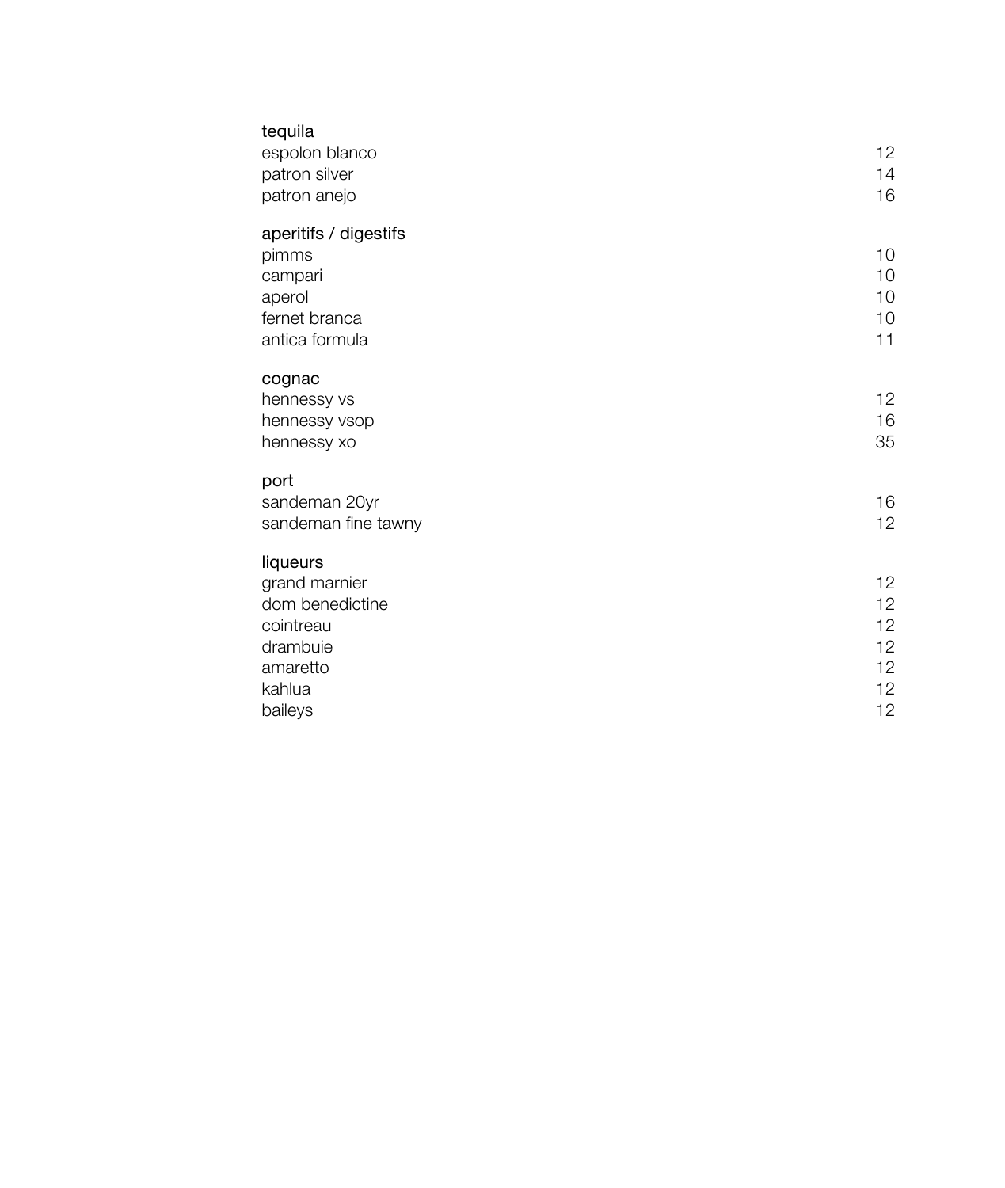## tequila

| | |
|---|---|
| espolon blanco | 12 |
| patron silver | 14 |
| patron anejo | 16 |

## aperitifs / digestifs

| | |
|---|---|
| pimms | 10 |
| campari | 10 |
| aperol | 10 |
| fernet branca | 10 |
| antica formula | 11 |

## cognac

| | |
|---|---|
| hennessy vs | 12 |
| hennessy vsop | 16 |
| hennessy xo | 35 |

## port

| | |
|---|---|
| sandeman 20yr | 16 |
| sandeman fine tawny | 12 |

## liqueurs

| | |
|---|---|
| grand marnier | 12 |
| dom benedictine | 12 |
| cointreau | 12 |
| drambuie | 12 |
| amaretto | 12 |
| kahlua | 12 |
| baileys | 12 |